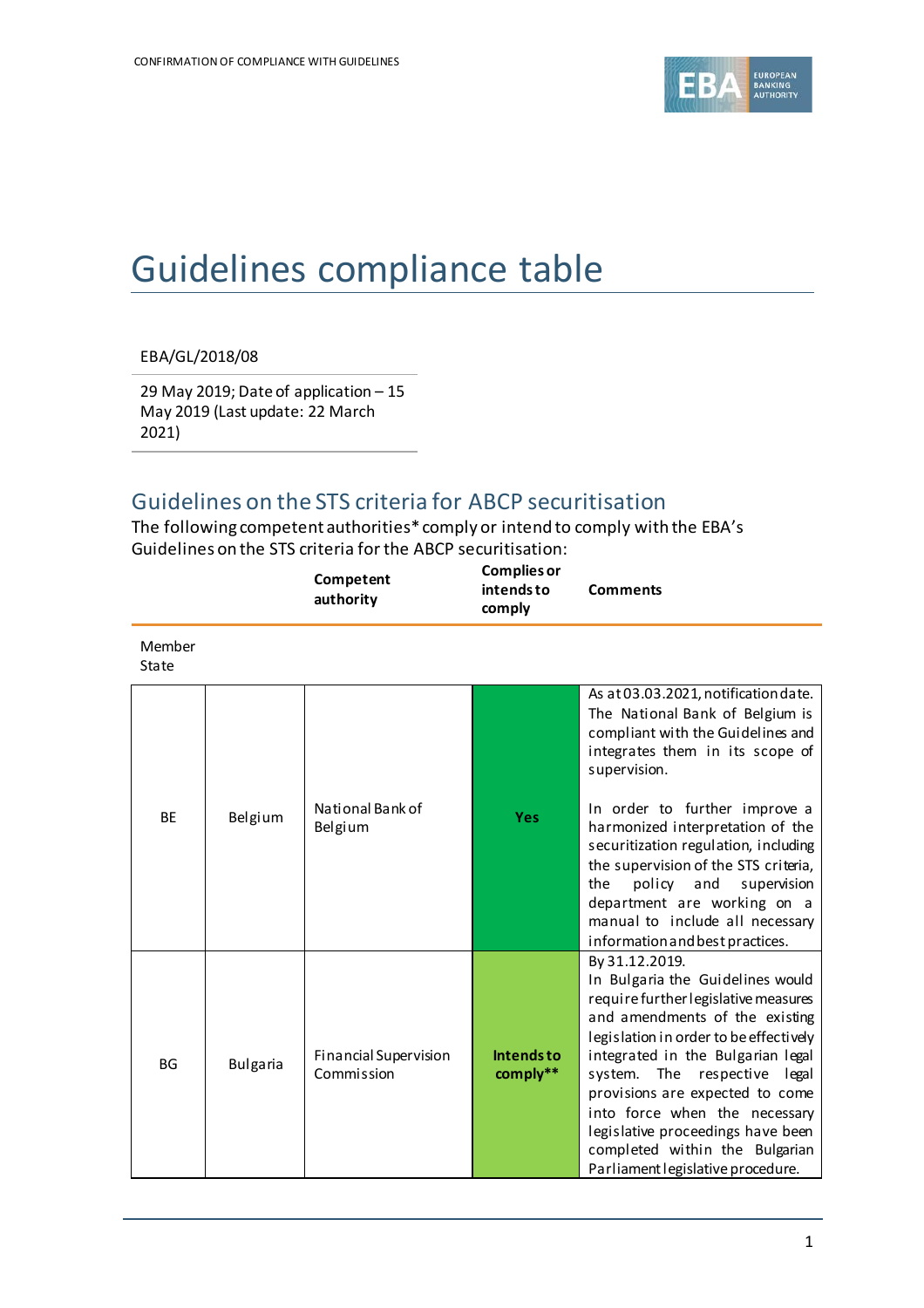# Guidelines compliance table

EBA/GL/2018/08

29 May 2019; Date of application – 15 May 2019 (Last update: 22 March 2021)

## Guidelines on the STS criteria for ABCP securitisation

The following competent authorities* comply or intend to comply with the EBA's Guidelines on the STS criteria for the ABCP securitisation:

| Member State | | Competent authority | Complies or intends to comply | Comments |
|---|---|---|---|---|
| BE | Belgium | National Bank of Belgium | **Yes** | As at 03.03.2021, notification date. The National Bank of Belgium is compliant with the Guidelines and integrates them in its scope of supervision.<br><br>In order to further improve a harmonized interpretation of the securitization regulation, including the supervision of the STS criteria, the policy and supervision department are working on a manual to include all necessary information and best practices. |
| BG | Bulgaria | Financial Supervision Commission | **Intends to comply**** | By 31.12.2019.<br>In Bulgaria the Guidelines would require further legislative measures and amendments of the existing legislation in order to be effectively integrated in the Bulgarian legal system. The respective legal provisions are expected to come into force when the necessary legislative proceedings have been completed within the Bulgarian Parliament legislative procedure. |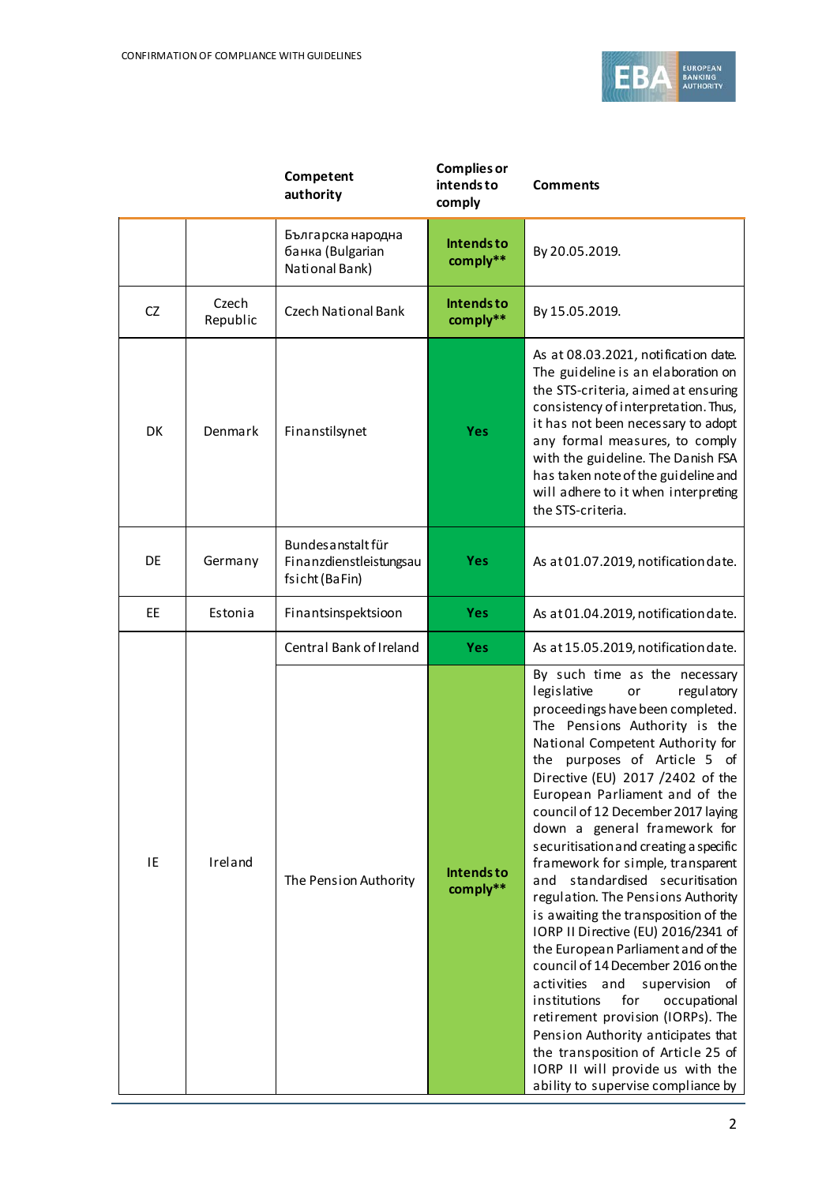| | | Competent authority | Complies or intends to comply | Comments |
|---|---|---|---|---|
| | | Българска народна банка (Bulgarian National Bank) | Intends to comply** | By 20.05.2019. |
| CZ | Czech Republic | Czech National Bank | Intends to comply** | By 15.05.2019. |
| DK | Denmark | Finanstilsynet | Yes | As at 08.03.2021, notification date. The guideline is an elaboration on the STS-criteria, aimed at ensuring consistency of interpretation. Thus, it has not been necessary to adopt any formal measures, to comply with the guideline. The Danish FSA has taken note of the guideline and will adhere to it when interpreting the STS-criteria. |
| DE | Germany | Bundesanstalt für Finanzdienstleistungsaufsicht (BaFin) | Yes | As at 01.07.2019, notification date. |
| EE | Estonia | Finantsinspektsioon | Yes | As at 01.04.2019, notification date. |
| IE | Ireland | Central Bank of Ireland | Yes | As at 15.05.2019, notification date. |
| | | The Pension Authority | Intends to comply** | By such time as the necessary legislative or regulatory proceedings have been completed. The Pensions Authority is the National Competent Authority for the purposes of Article 5 of Directive (EU) 2017 /2402 of the European Parliament and of the council of 12 December 2017 laying down a general framework for securitisation and creating a specific framework for simple, transparent and standardised securitisation regulation. The Pensions Authority is awaiting the transposition of the IORP II Directive (EU) 2016/2341 of the European Parliament and of the council of 14 December 2016 on the activities and supervision of institutions for occupational retirement provision (IORPs). The Pension Authority anticipates that the transposition of Article 25 of IORP II will provide us with the ability to supervise compliance by |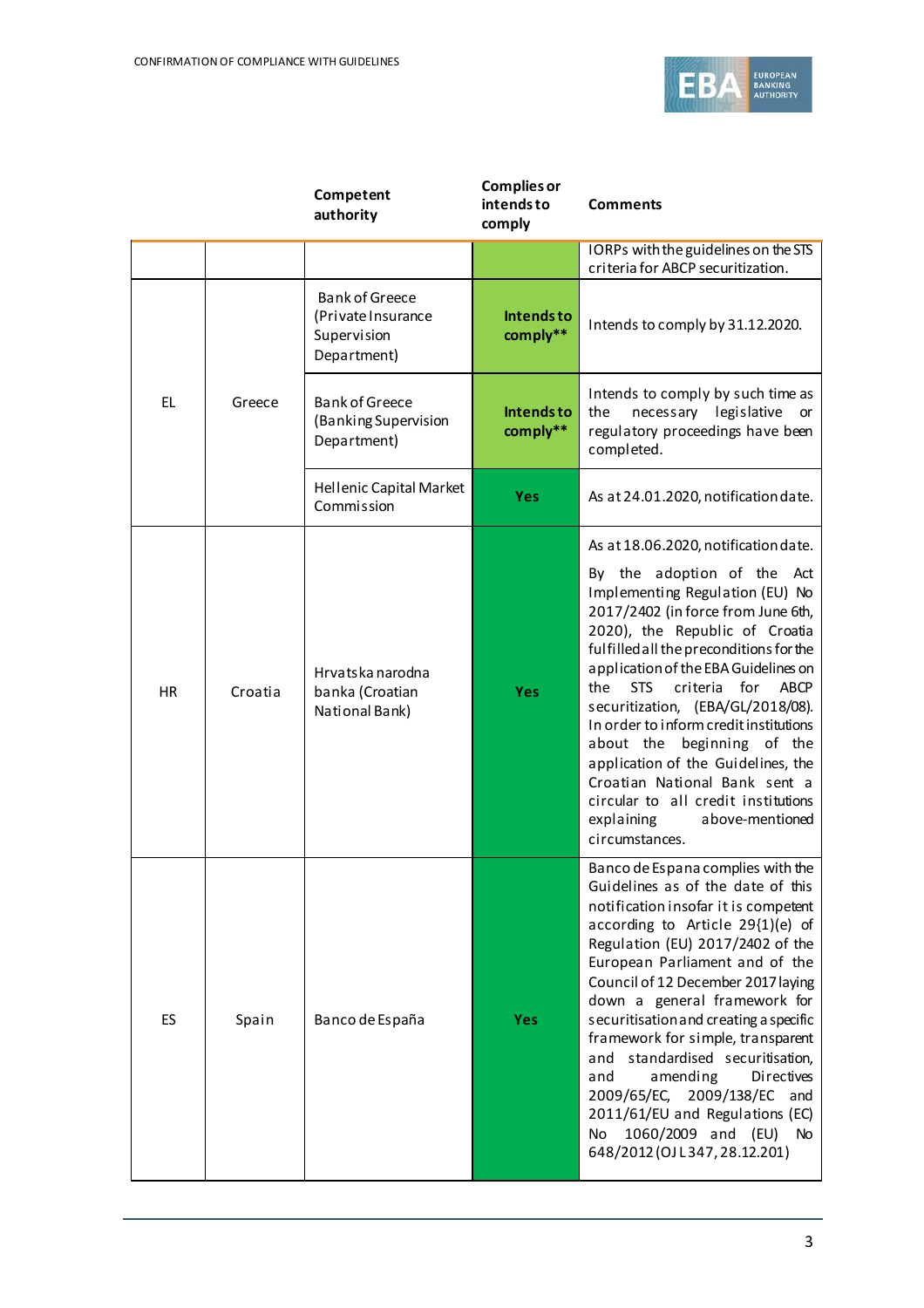| | | Competent authority | Complies or intends to comply | Comments |
|---|---|---|---|---|
| | | | | IORPs with the guidelines on the STS criteria for ABCP securitization. |
| EL | Greece | Bank of Greece (Private Insurance Supervision Department) | Intends to comply** | Intends to comply by 31.12.2020. |
| | | Bank of Greece (Banking Supervision Department) | Intends to comply** | Intends to comply by such time as the necessary legislative or regulatory proceedings have been completed. |
| | | Hellenic Capital Market Commission | Yes | As at 24.01.2020, notification date. |
| HR | Croatia | Hrvatska narodna banka (Croatian National Bank) | Yes | As at 18.06.2020, notification date.<br><br>By the adoption of the Act Implementing Regulation (EU) No 2017/2402 (in force from June 6th, 2020), the Republic of Croatia fulfilled all the preconditions for the application of the EBA Guidelines on the STS criteria for ABCP securitization, (EBA/GL/2018/08). In order to inform credit institutions about the beginning of the application of the Guidelines, the Croatian National Bank sent a circular to all credit institutions explaining above-mentioned circumstances. |
| ES | Spain | Banco de España | Yes | Banco de Espana complies with the Guidelines as of the date of this notification insofar it is competent according to Article 29(1)(e) of the Regulation (EU) 2017/2402 of the European Parliament and of the Council of 12 December 2017 laying down a general framework for securitisation and creating a specific framework for simple, transparent and standardised securitisation, and amending Directives 2009/65/EC, 2009/138/EC and 2011/61/EU and Regulations (EC) No 1060/2009 and (EU) No 648/2012 (OJ L 347, 28.12.201) |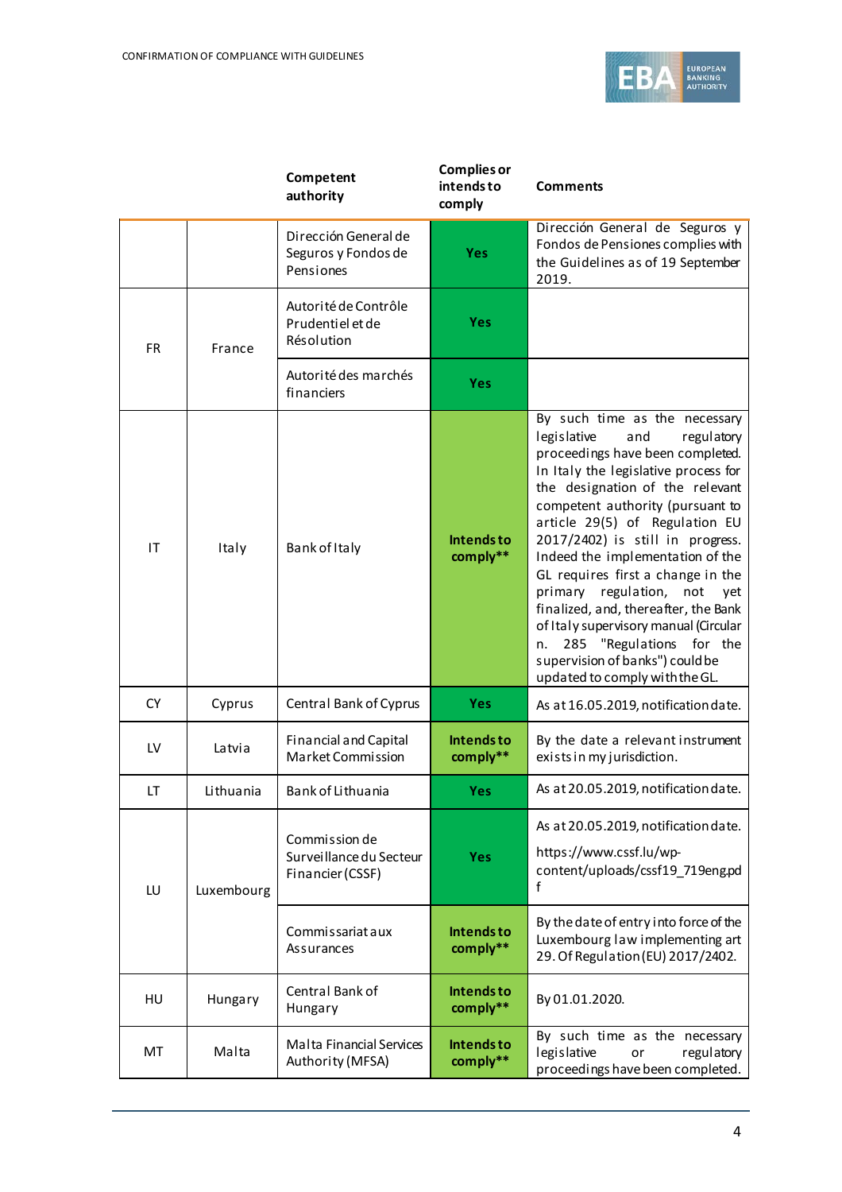| | | Competent authority | Complies or intends to comply | Comments |
|---|---|---|---|---|
| | | Dirección General de Seguros y Fondos de Pensiones | Yes | Dirección General de Seguros y Fondos de Pensiones complies with the Guidelines as of 19 September 2019. |
| FR | France | Autorité de Contrôle Prudentiel et de Résolution | Yes | |
| | | Autorité des marchés financiers | Yes | |
| IT | Italy | Bank of Italy | Intends to comply** | By such time as the necessary legislative and regulatory proceedings have been completed. In Italy the legislative process for the designation of the relevant competent authority (pursuant to article 29(5) of Regulation EU 2017/2402) is still in progress. Indeed the implementation of the GL requires first a change in the primary regulation, not yet finalized, and, thereafter, the Bank of Italy supervisory manual (Circular n. 285 "Regulations for the supervision of banks") could be updated to comply with the GL. |
| CY | Cyprus | Central Bank of Cyprus | Yes | As at 16.05.2019, notification date. |
| LV | Latvia | Financial and Capital Market Commission | Intends to comply** | By the date a relevant instrument exists in my jurisdiction. |
| LT | Lithuania | Bank of Lithuania | Yes | As at 20.05.2019, notification date. |
| LU | Luxembourg | Commission de Surveillance du Secteur Financier (CSSF) | Yes | As at 20.05.2019, notification date. https://www.cssf.lu/wp-content/uploads/cssf19_719eng.pdf |
| | | Commissariat aux Assurances | Intends to comply** | By the date of entry into force of the Luxembourg law implementing art 29. Of Regulation (EU) 2017/2402. |
| HU | Hungary | Central Bank of Hungary | Intends to comply** | By 01.01.2020. |
| MT | Malta | Malta Financial Services Authority (MFSA) | Intends to comply** | By such time as the necessary legislative or regulatory proceedings have been completed. |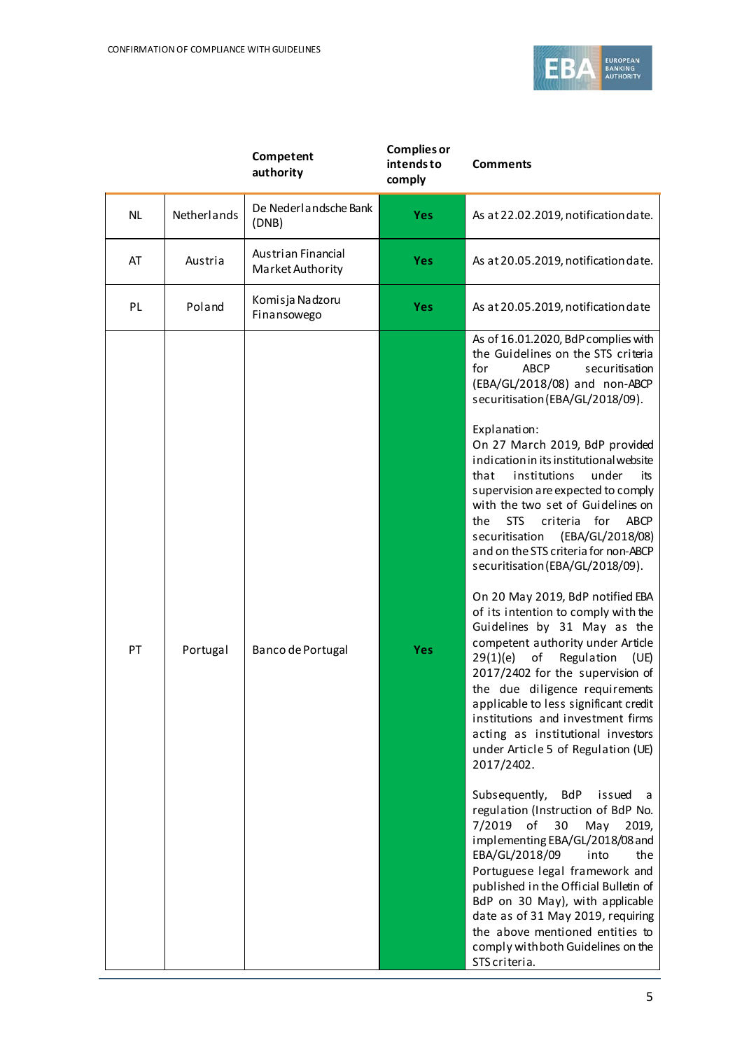| | | Competent authority | Complies or intends to comply | Comments |
|---|---|---|---|---|
| NL | Netherlands | De Nederlandsche Bank (DNB) | Yes | As at 22.02.2019, notification date. |
| AT | Austria | Austrian Financial Market Authority | Yes | As at 20.05.2019, notification date. |
| PL | Poland | Komisja Nadzoru Finansowego | Yes | As at 20.05.2019, notification date |
| PT | Portugal | Banco de Portugal | Yes | As of 16.01.2020, BdP complies with the Guidelines on the STS criteria for ABCP securitisation (EBA/GL/2018/08) and non-ABCP securitisation (EBA/GL/2018/09).<br><br>Explanation:<br>On 27 March 2019, BdP provided indication in its institutional website that institutions under its supervision are expected to comply with the two set of Guidelines on the STS criteria for ABCP securitisation (EBA/GL/2018/08) and on the STS criteria for non-ABCP securitisation (EBA/GL/2018/09).<br><br>On 20 May 2019, BdP notified EBA of its intention to comply with the Guidelines by 31 May as the competent authority under Article 29(1)(e) of Regulation (UE) 2017/2402 for the supervision of the due diligence requirements applicable to less significant credit institutions and investment firms acting as institutional investors under Article 5 of Regulation (UE) 2017/2402.<br><br>Subsequently, BdP issued a regulation (Instruction of BdP No. 7/2019 of 30 May 2019, implementing EBA/GL/2018/08 and EBA/GL/2018/09 into the Portuguese legal framework and published in the Official Bulletin of BdP on 30 May), with applicable date as of 31 May 2019, requiring the above mentioned entities to comply with both Guidelines on the STS criteria. |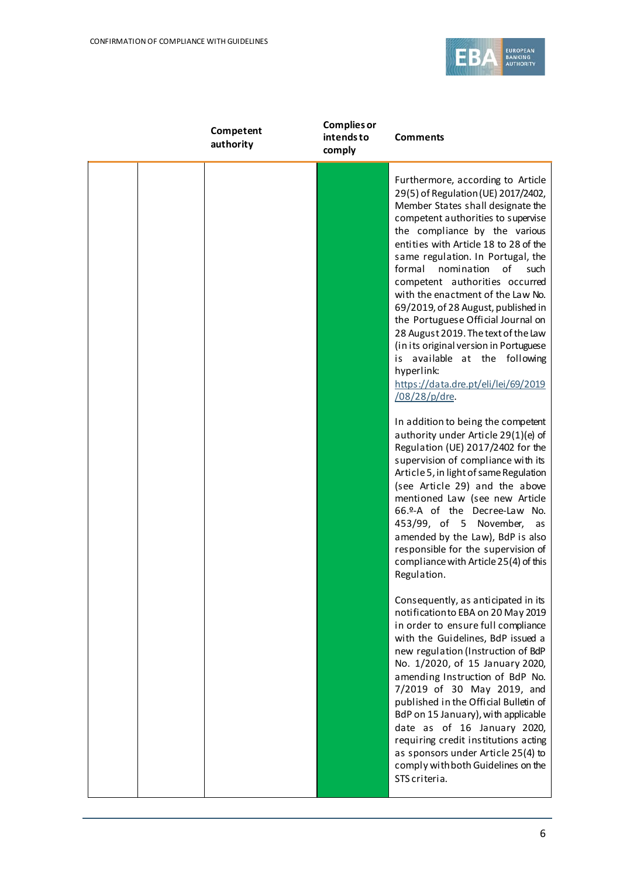| | | Competent authority | Complies or intends to comply | Comments |
|---|---|---|---|---|
| | | | | Furthermore, according to Article 29(5) of Regulation (UE) 2017/2402, Member States shall designate the competent authorities to supervise the compliance by the various entities with Article 18 to 28 of the same regulation. In Portugal, the formal nomination of such competent authorities occurred with the enactment of the Law No. 69/2019, of 28 August, published in the Portuguese Official Journal on 28 August 2019. The text of the Law (in its original version in Portuguese is available at the following hyperlink: [https://data.dre.pt/eli/lei/69/2019/08/28/p/dre](https://data.dre.pt/eli/lei/69/2019/08/28/p/dre).<br><br>In addition to being the competent authority under Article 29(1)(e) of Regulation (UE) 2017/2402 for the supervision of compliance with its Article 5, in light of same Regulation (see Article 29) and the above mentioned Law (see new Article 66.º-A of the Decree-Law No. 453/99, of 5 November, as amended by the Law), BdP is also responsible for the supervision of compliance with Article 25(4) of this Regulation.<br><br>Consequently, as anticipated in its notification to EBA on 20 May 2019 in order to ensure full compliance with the Guidelines, BdP issued a new regulation (Instruction of BdP No. 1/2020, of 15 January 2020, amending Instruction of BdP No. 7/2019 of 30 May 2019, and published in the Official Bulletin of BdP on 15 January), with applicable date as of 16 January 2020, requiring credit institutions acting as sponsors under Article 25(4) to comply with both Guidelines on the STS criteria. |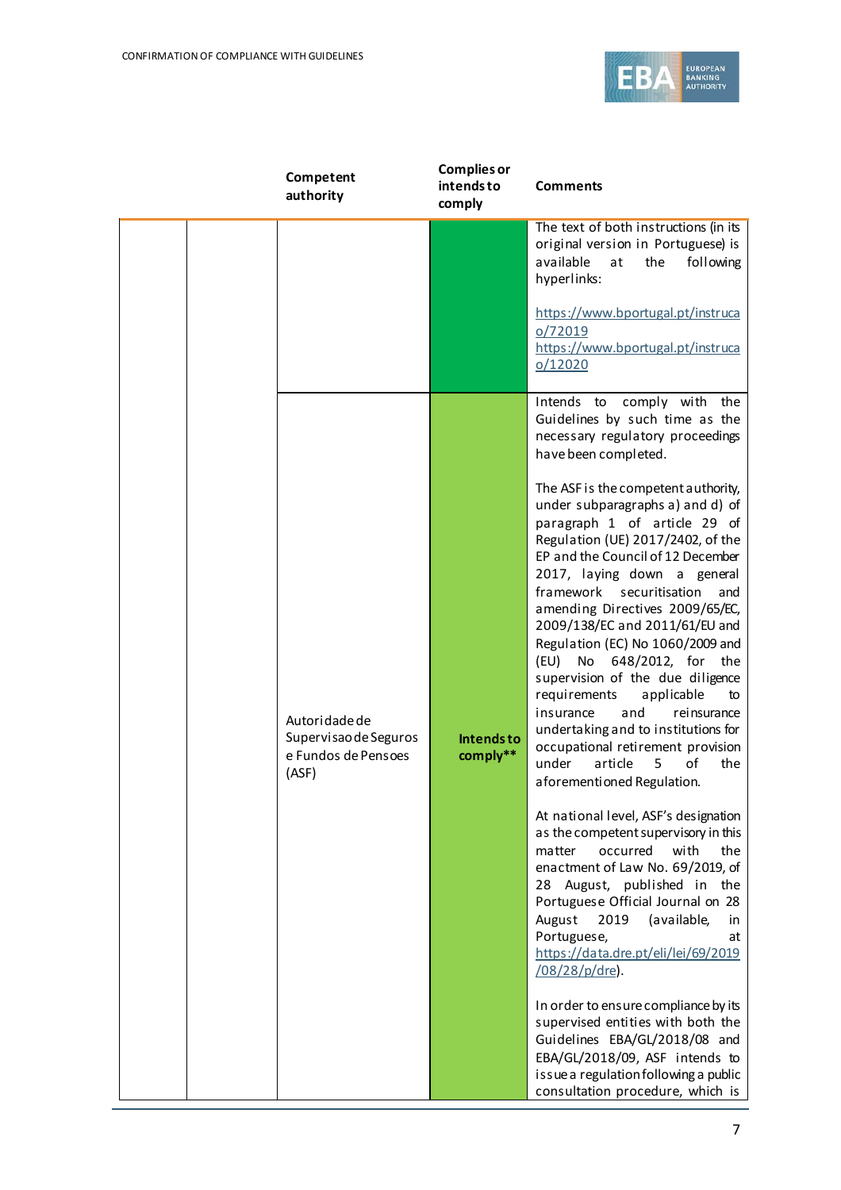| | | Competent authority | Complies or intends to comply | Comments |
|---|---|---|---|---|
| | | | | The text of both instructions (in its original version in Portuguese) is available at the following hyperlinks:<br><br>https://www.bportugal.pt/instrucao/72019<br>https://www.bportugal.pt/instrucao/12020 |
| | | Autoridade de Supervisao de Seguros e Fundos de Pensoes (ASF) | **Intends to comply**** | Intends to comply with the Guidelines by such time as the necessary regulatory proceedings have been completed.<br><br>The ASF is the competent authority, under subparagraphs a) and d) of paragraph 1 of article 29 of Regulation (UE) 2017/2402, of the EP and the Council of 12 December 2017, laying down a general framework securitisation and amending Directives 2009/65/EC, 2009/138/EC and 2011/61/EU and Regulation (EC) No 1060/2009 and (EU) No 648/2012, for the supervision of the due diligence requirements applicable to insurance and reinsurance undertaking and to institutions for occupational retirement provision under article 5 of the aforementioned Regulation.<br><br>At national level, ASF's designation as the competent supervisory in this matter occurred with the enactment of Law No. 69/2019, of 28 August, published in the Portuguese Official Journal on 28 August 2019 (available, in Portuguese, at https://data.dre.pt/eli/lei/69/2019/08/28/p/dre).<br><br>In order to ensure compliance by its supervised entities with both the Guidelines EBA/GL/2018/08 and EBA/GL/2018/09, ASF intends to issue a regulation following a public consultation procedure, which is |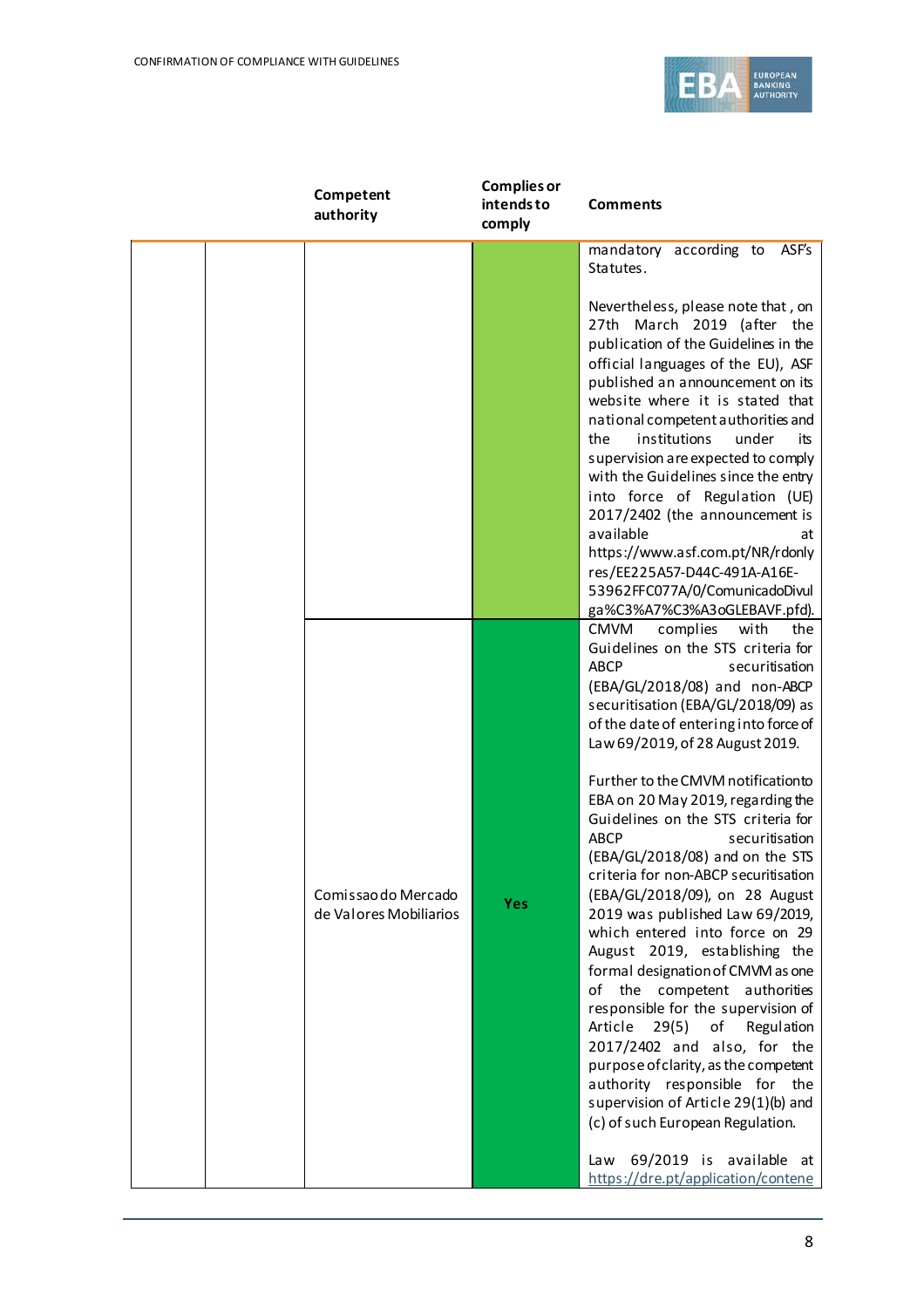| | | Competent authority | Complies or intends to comply | Comments |
|---|---|---|---|---|
| | | | | mandatory according to ASF's Statutes.<br><br>Nevertheless, please note that , on 27th March 2019 (after the publication of the Guidelines in the official languages of the EU), ASF published an announcement on its website where it is stated that national competent authorities and the institutions under its supervision are expected to comply with the Guidelines since the entry into force of Regulation (UE) 2017/2402 (the announcement is available at https://www.asf.com.pt/NR/rdonlyres/EE225A57-D44C-491A-A16E-53962FFC077A/0/ComunicadoDivulga%C3%A7%C3%A3oGLEBAVF.pfd). |
| | | Comissao do Mercado de Valores Mobiliarios | Yes | CMVM complies with the Guidelines on the STS criteria for ABCP securitisation (EBA/GL/2018/08) and non-ABCP securitisation (EBA/GL/2018/09) as of the date of entering into force of Law 69/2019, of 28 August 2019.<br><br>Further to the CMVM notification to EBA on 20 May 2019, regarding the Guidelines on the STS criteria for ABCP securitisation (EBA/GL/2018/08) and on the STS criteria for non-ABCP securitisation (EBA/GL/2018/09), on 28 August 2019 was published Law 69/2019, which entered into force on 29 August 2019, establishing the formal designation of CMVM as one of the competent authorities responsible for the supervision of Article 29(5) of Regulation 2017/2402 and also, for the purpose of clarity, as the competent authority responsible for the supervision of Article 29(1)(b) and (c) of such European Regulation.<br><br>Law 69/2019 is available at https://dre.pt/application/contene |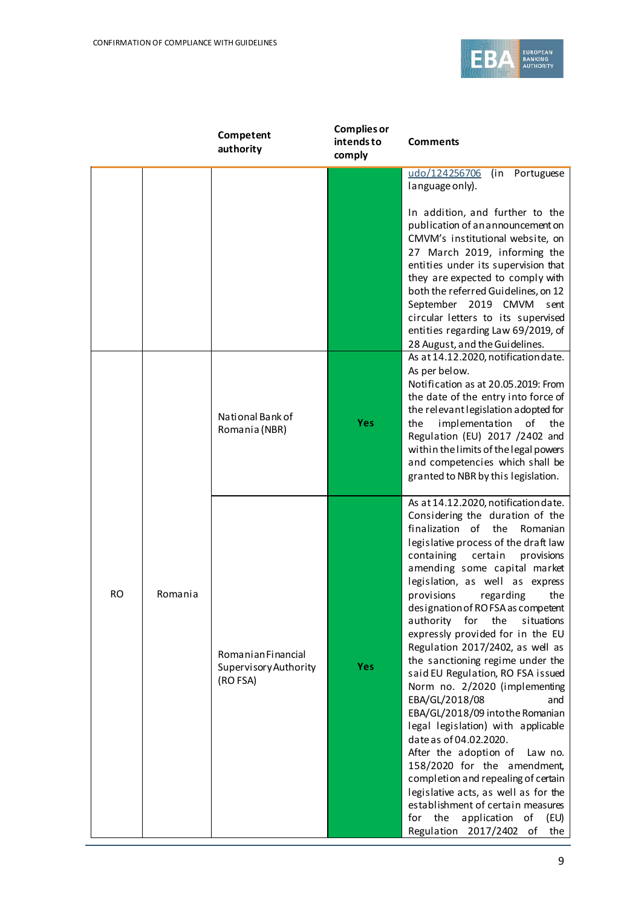| | | Competent authority | Complies or intends to comply | Comments |
|---|---|---|---|---|
| | | | | udo/124256706 (in Portuguese language only).<br><br>In addition, and further to the publication of an announcement on CMVM's institutional website, on 27 March 2019, informing the entities under its supervision that they are expected to comply with both the referred Guidelines, on 12 September 2019 CMVM sent circular letters to its supervised entities regarding Law 69/2019, of 28 August, and the Guidelines. |
| RO | Romania | National Bank of Romania (NBR) | Yes | As at 14.12.2020, notification date. As per below.<br>Notification as at 20.05.2019: From the date of the entry into force of the relevant legislation adopted for the implementation of the Regulation (EU) 2017 /2402 and within the limits of the legal powers and competencies which shall be granted to NBR by this legislation. |
| | | Romanian Financial Supervisory Authority (RO FSA) | Yes | As at 14.12.2020, notification date. Considering the duration of the finalization of the Romanian legislative process of the draft law containing certain provisions amending some capital market legislation, as well as express provisions regarding the designation of RO FSA as competent authority for the situations expressly provided for in the EU Regulation 2017/2402, as well as the sanctioning regime under the said EU Regulation, RO FSA issued Norm no. 2/2020 (implementing EBA/GL/2018/08 and EBA/GL/2018/09 into the Romanian legal legislation) with applicable date as of 04.02.2020.<br>After the adoption of Law no. 158/2020 for the amendment, completion and repealing of certain legislative acts, as well as for the establishment of certain measures for the application of (EU) Regulation 2017/2402 of the |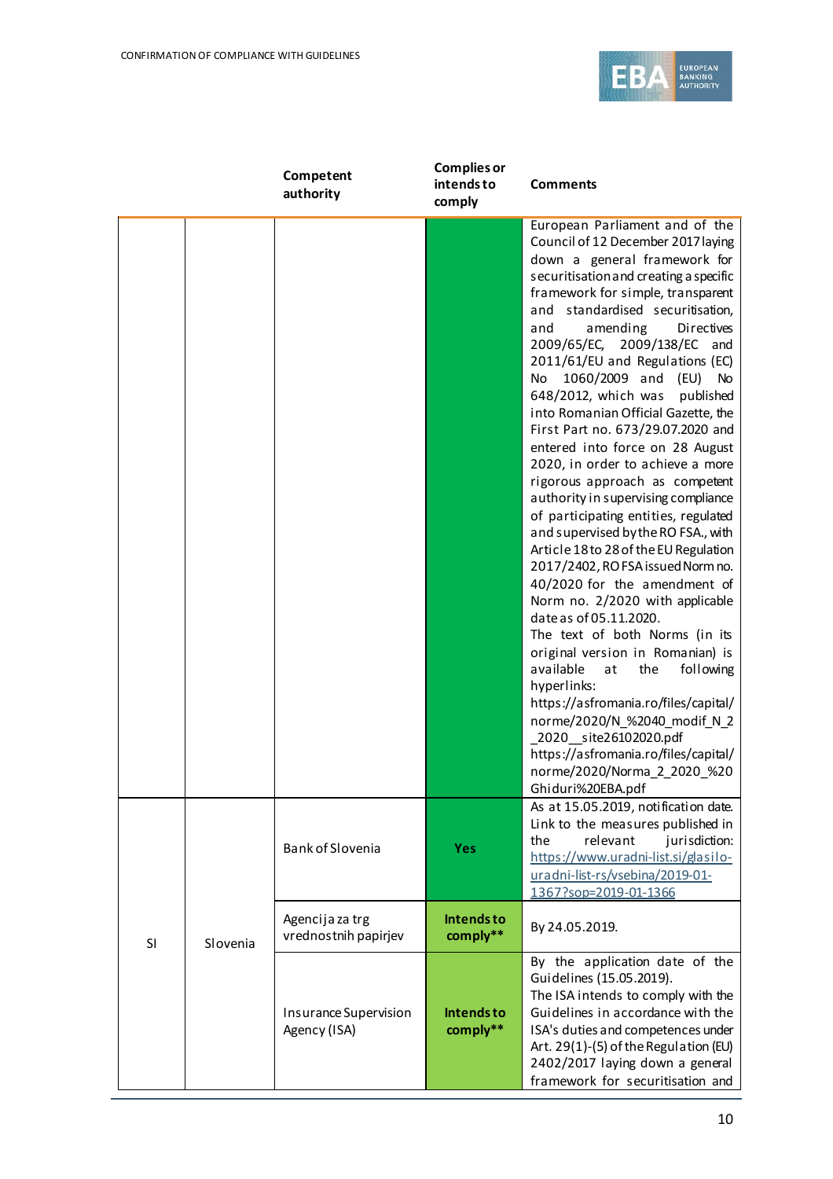| | | Competent authority | Complies or intends to comply | Comments |
|---|---|---|---|---|
| | | | | European Parliament and of the Council of 12 December 2017 laying down a general framework for securitisation and creating a specific framework for simple, transparent and standardised securitisation, and amending Directives 2009/65/EC, 2009/138/EC and 2011/61/EU and Regulations (EC) No 1060/2009 and (EU) No 648/2012, which was published into Romanian Official Gazette, the First Part no. 673/29.07.2020 and entered into force on 28 August 2020, in order to achieve a more rigorous approach as competent authority in supervising compliance of participating entities, regulated and supervised by the RO FSA., with Article 18 to 28 of the EU Regulation 2017/2402, RO FSA issued Norm no. 40/2020 for the amendment of Norm no. 2/2020 with applicable date as of 05.11.2020. The text of both Norms (in its original version in Romanian) is available at the following hyperlinks: https://asfromania.ro/files/capital/norme/2020/N_%2040_modif_N_2_2020__site26102020.pdf https://asfromania.ro/files/capital/norme/2020/Norma_2_2020_%20Ghiduri%20EBA.pdf |
| SI | Slovenia | Bank of Slovenia | Yes | As at 15.05.2019, notification date. Link to the measures published in the relevant jurisdiction: [https://www.uradni-list.si/glasilo-uradni-list-rs/vsebina/2019-01-1367?sop=2019-01-1366](https://www.uradni-list.si/glasilo-uradni-list-rs/vsebina/2019-01-1367?sop=2019-01-1366) |
| | | Agencija za trg vrednostnih papirjev | Intends to comply** | By 24.05.2019. |
| | | Insurance Supervision Agency (ISA) | Intends to comply** | By the application date of the Guidelines (15.05.2019). The ISA intends to comply with the Guidelines in accordance with the ISA's duties and competences under Art. 29(1)-(5) of the Regulation (EU) 2402/2017 laying down a general framework for securitisation and |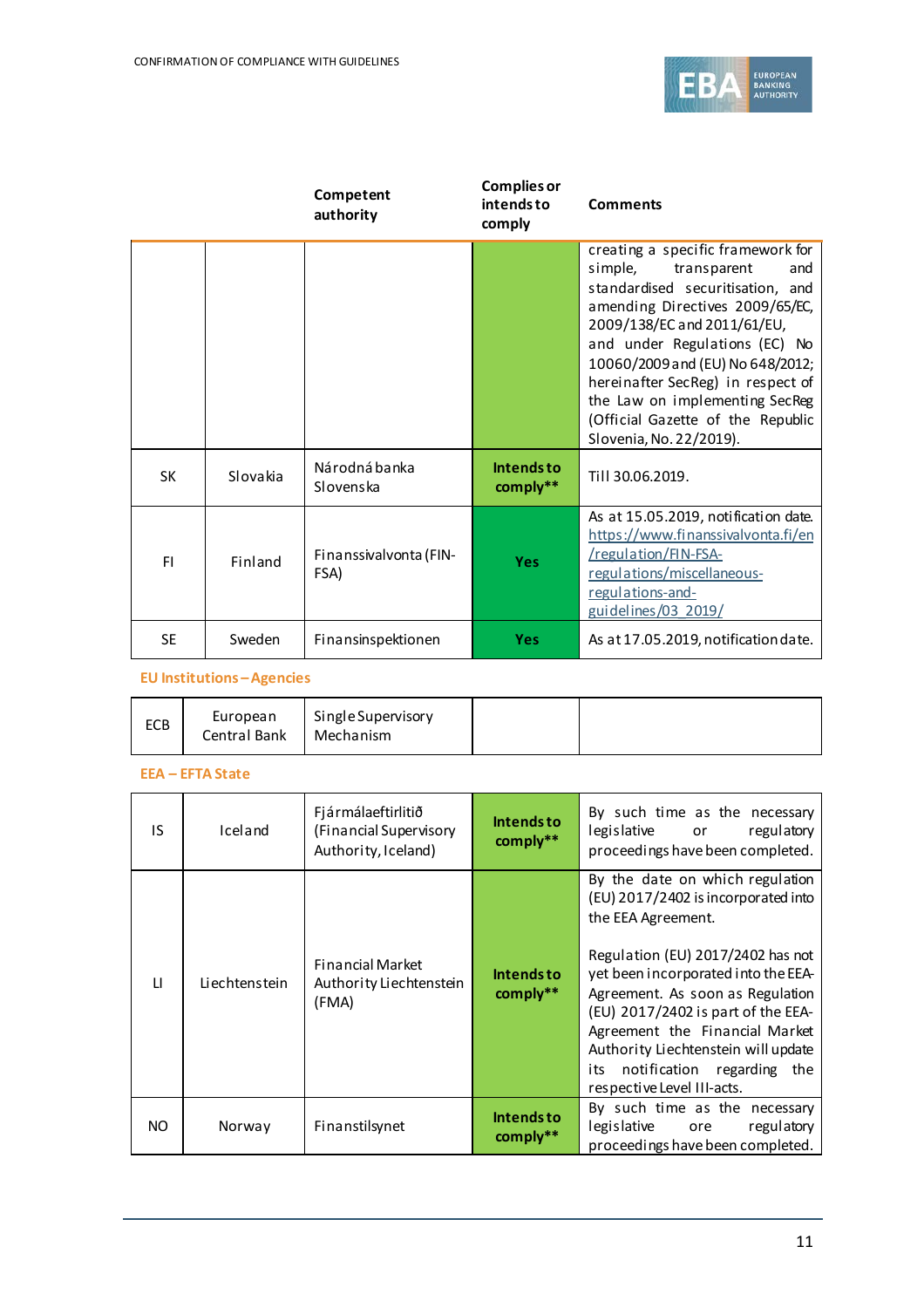| | | Competent authority | Complies or intends to comply | Comments |
|---|---|---|---|---|
| | | | | creating a specific framework for simple, transparent and standardised securitisation, and amending Directives 2009/65/EC, 2009/138/EC and 2011/61/EU, and under Regulations (EC) No 10060/2009 and (EU) No 648/2012; hereinafter SecReg) in respect of the Law on implementing SecReg (Official Gazette of the Republic Slovenia, No. 22/2019). |
| SK | Slovakia | Národná banka Slovenska | **Intends to comply**** | Till 30.06.2019. |
| FI | Finland | Finanssivalvonta (FIN-FSA) | **Yes** | As at 15.05.2019, notification date. https://www.finanssivalvonta.fi/en/regulation/FIN-FSA-regulations/miscellaneous-regulations-and-guidelines/03_2019/ |
| SE | Sweden | Finansinspektionen | **Yes** | As at 17.05.2019, notification date. |

**EU Institutions – Agencies**

| | | | | |
|---|---|---|---|---|
| ECB | European Central Bank | Single Supervisory Mechanism | | |

**EEA – EFTA State**

| | | | | |
|---|---|---|---|---|
| IS | Iceland | Fjármálaeftirlitið (Financial Supervisory Authority, Iceland) | **Intends to comply**** | By such time as the necessary legislative or regulatory proceedings have been completed. |
| LI | Liechtenstein | Financial Market Authority Liechtenstein (FMA) | **Intends to comply**** | By the date on which regulation (EU) 2017/2402 is incorporated into the EEA Agreement.<br><br>Regulation (EU) 2017/2402 has not yet been incorporated into the EEA-Agreement. As soon as Regulation (EU) 2017/2402 is part of the EEA-Agreement the Financial Market Authority Liechtenstein will update its notification regarding the respective Level III-acts. |
| NO | Norway | Finanstilsynet | **Intends to comply**** | By such time as the necessary legislative ore regulatory proceedings have been completed. |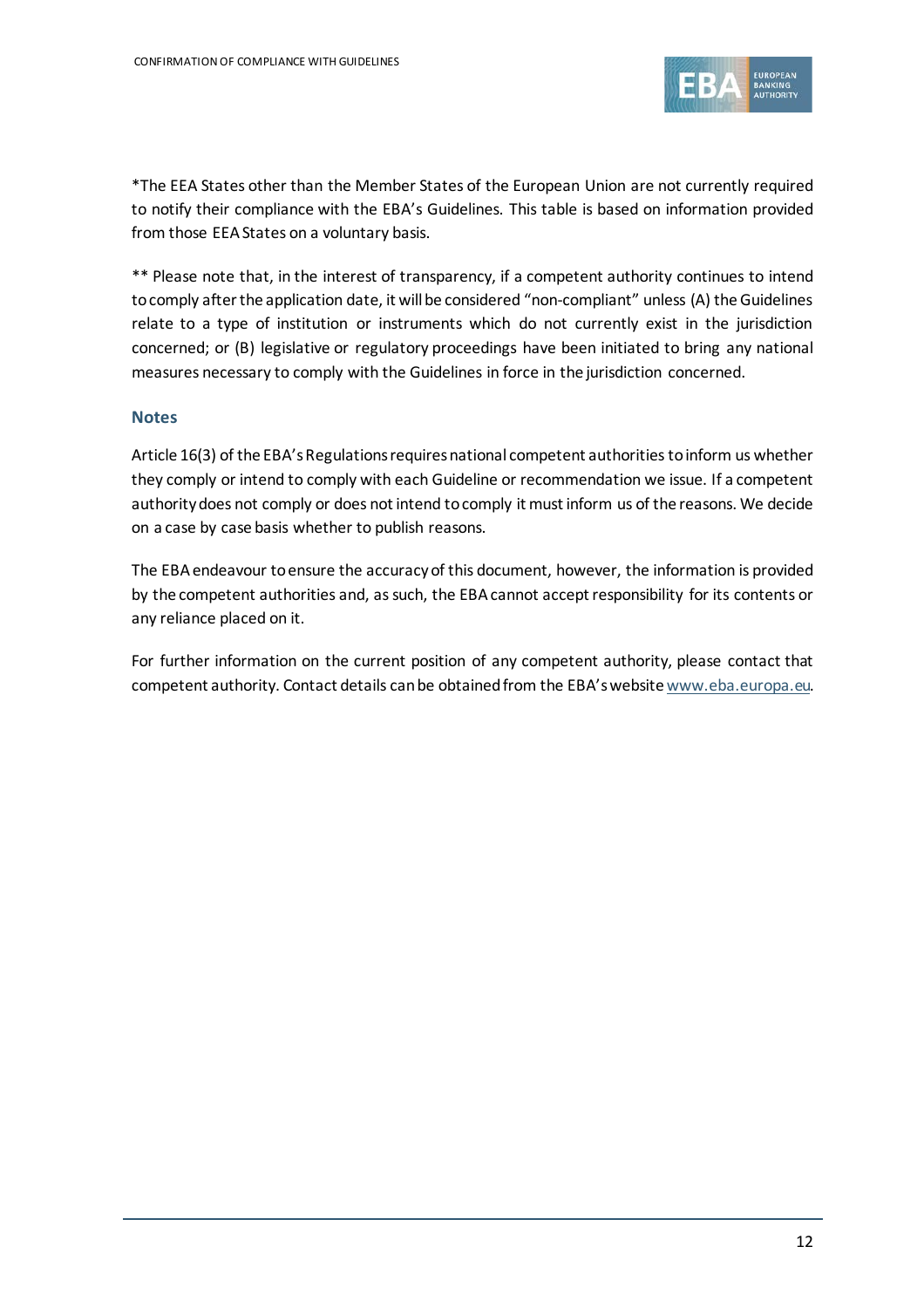*The EEA States other than the Member States of the European Union are not currently required to notify their compliance with the EBA's Guidelines. This table is based on information provided from those EEA States on a voluntary basis.

** Please note that, in the interest of transparency, if a competent authority continues to intend to comply after the application date, it will be considered "non-compliant" unless (A) the Guidelines relate to a type of institution or instruments which do not currently exist in the jurisdiction concerned; or (B) legislative or regulatory proceedings have been initiated to bring any national measures necessary to comply with the Guidelines in force in the jurisdiction concerned.

### Notes

Article 16(3) of the EBA's Regulations requires national competent authorities to inform us whether they comply or intend to comply with each Guideline or recommendation we issue. If a competent authority does not comply or does not intend to comply it must inform us of the reasons. We decide on a case by case basis whether to publish reasons.

The EBA endeavour to ensure the accuracy of this document, however, the information is provided by the competent authorities and, as such, the EBA cannot accept responsibility for its contents or any reliance placed on it.

For further information on the current position of any competent authority, please contact that competent authority. Contact details can be obtained from the EBA's website www.eba.europa.eu.